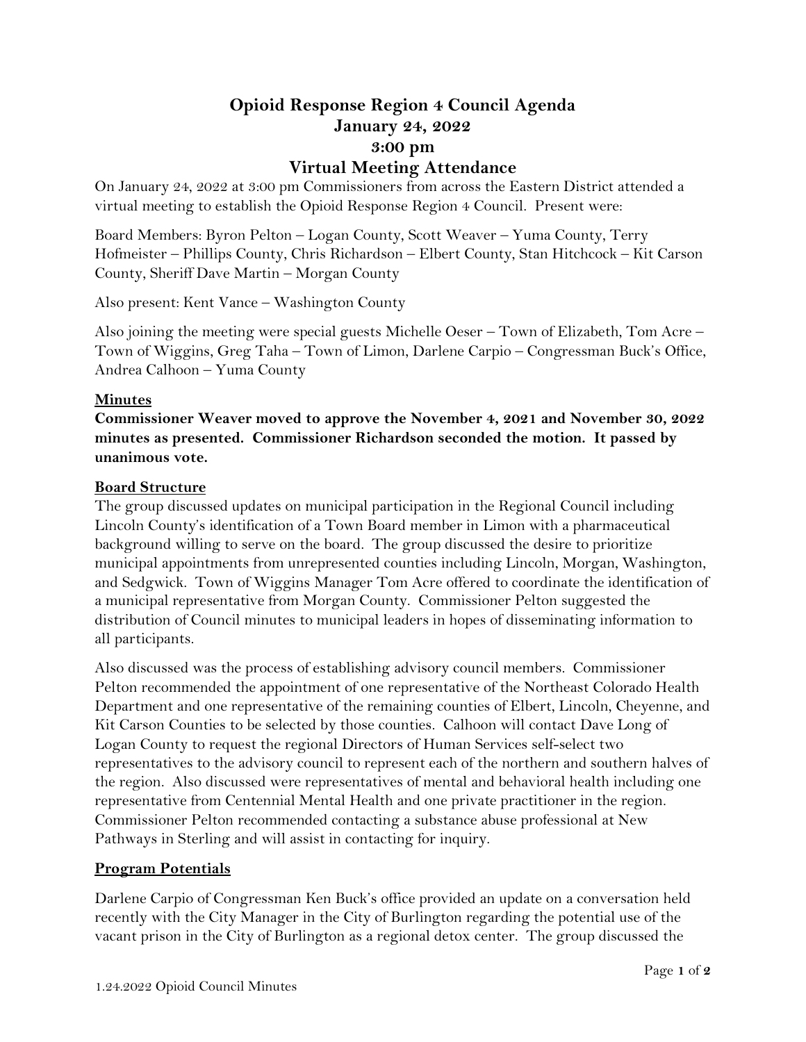# Opioid Response Region 4 Council Agenda
# January 24, 2022
# 3:00 pm
# Virtual Meeting Attendance

On January 24, 2022 at 3:00 pm Commissioners from across the Eastern District attended a virtual meeting to establish the Opioid Response Region 4 Council. Present were:

Board Members: Byron Pelton – Logan County, Scott Weaver – Yuma County, Terry Hofmeister – Phillips County, Chris Richardson – Elbert County, Stan Hitchcock – Kit Carson County, Sheriff Dave Martin – Morgan County

Also present: Kent Vance – Washington County

Also joining the meeting were special guests Michelle Oeser – Town of Elizabeth, Tom Acre – Town of Wiggins, Greg Taha – Town of Limon, Darlene Carpio – Congressman Buck's Office, Andrea Calhoon – Yuma County

## Minutes

**Commissioner Weaver moved to approve the November 4, 2021 and November 30, 2022 minutes as presented. Commissioner Richardson seconded the motion. It passed by unanimous vote.**

## Board Structure

The group discussed updates on municipal participation in the Regional Council including Lincoln County's identification of a Town Board member in Limon with a pharmaceutical background willing to serve on the board. The group discussed the desire to prioritize municipal appointments from unrepresented counties including Lincoln, Morgan, Washington, and Sedgwick. Town of Wiggins Manager Tom Acre offered to coordinate the identification of a municipal representative from Morgan County. Commissioner Pelton suggested the distribution of Council minutes to municipal leaders in hopes of disseminating information to all participants.

Also discussed was the process of establishing advisory council members. Commissioner Pelton recommended the appointment of one representative of the Northeast Colorado Health Department and one representative of the remaining counties of Elbert, Lincoln, Cheyenne, and Kit Carson Counties to be selected by those counties. Calhoon will contact Dave Long of Logan County to request the regional Directors of Human Services self-select two representatives to the advisory council to represent each of the northern and southern halves of the region. Also discussed were representatives of mental and behavioral health including one representative from Centennial Mental Health and one private practitioner in the region. Commissioner Pelton recommended contacting a substance abuse professional at New Pathways in Sterling and will assist in contacting for inquiry.

## Program Potentials

Darlene Carpio of Congressman Ken Buck's office provided an update on a conversation held recently with the City Manager in the City of Burlington regarding the potential use of the vacant prison in the City of Burlington as a regional detox center. The group discussed the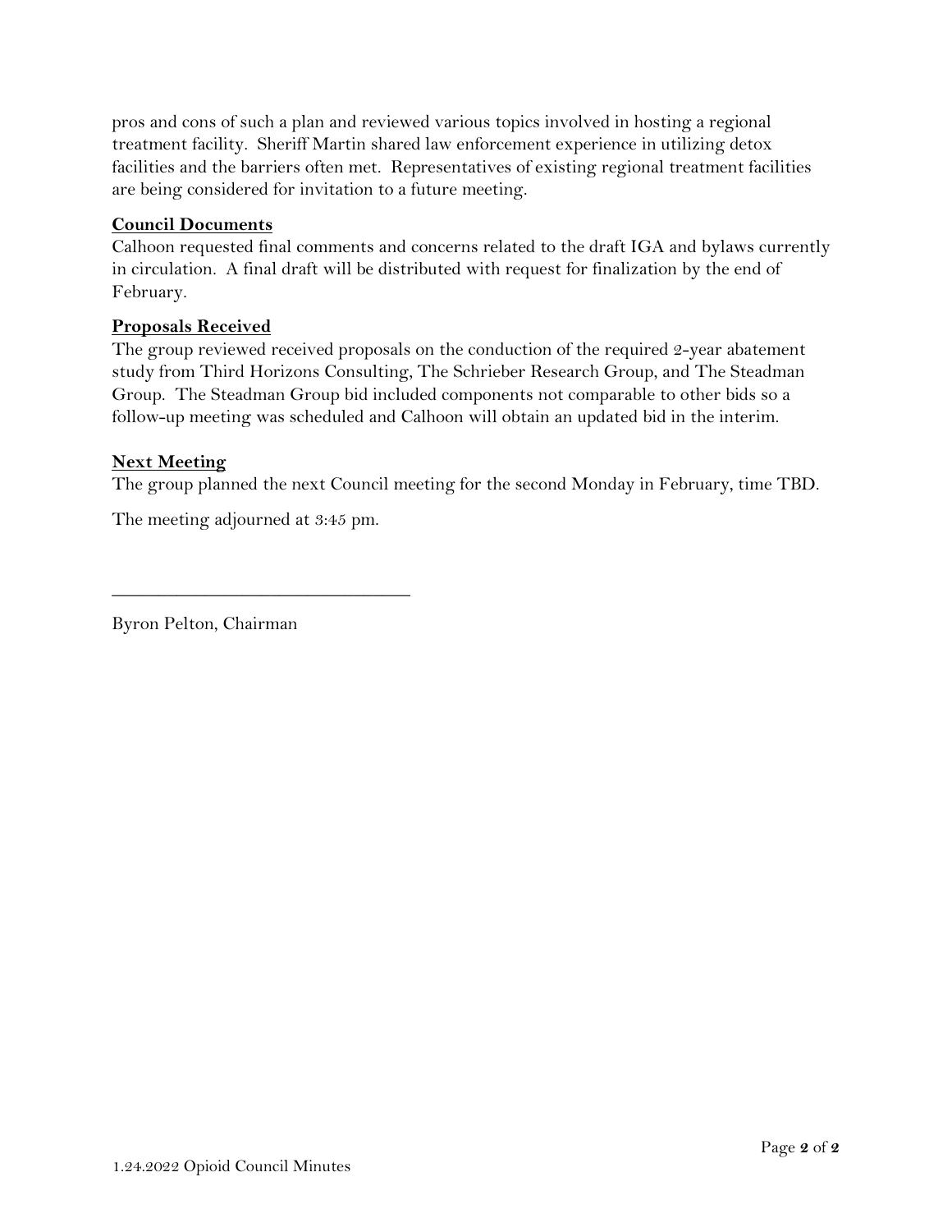pros and cons of such a plan and reviewed various topics involved in hosting a regional treatment facility. Sheriff Martin shared law enforcement experience in utilizing detox facilities and the barriers often met. Representatives of existing regional treatment facilities are being considered for invitation to a future meeting.

**Council Documents**

Calhoon requested final comments and concerns related to the draft IGA and bylaws currently in circulation. A final draft will be distributed with request for finalization by the end of February.

**Proposals Received**

The group reviewed received proposals on the conduction of the required 2-year abatement study from Third Horizons Consulting, The Schrieber Research Group, and The Steadman Group. The Steadman Group bid included components not comparable to other bids so a follow-up meeting was scheduled and Calhoon will obtain an updated bid in the interim.

**Next Meeting**

The group planned the next Council meeting for the second Monday in February, time TBD.

The meeting adjourned at 3:45 pm.

\_\_\_\_\_\_\_\_\_\_\_\_\_\_\_\_\_\_\_\_\_\_\_\_\_\_\_\_\_\_

Byron Pelton, Chairman